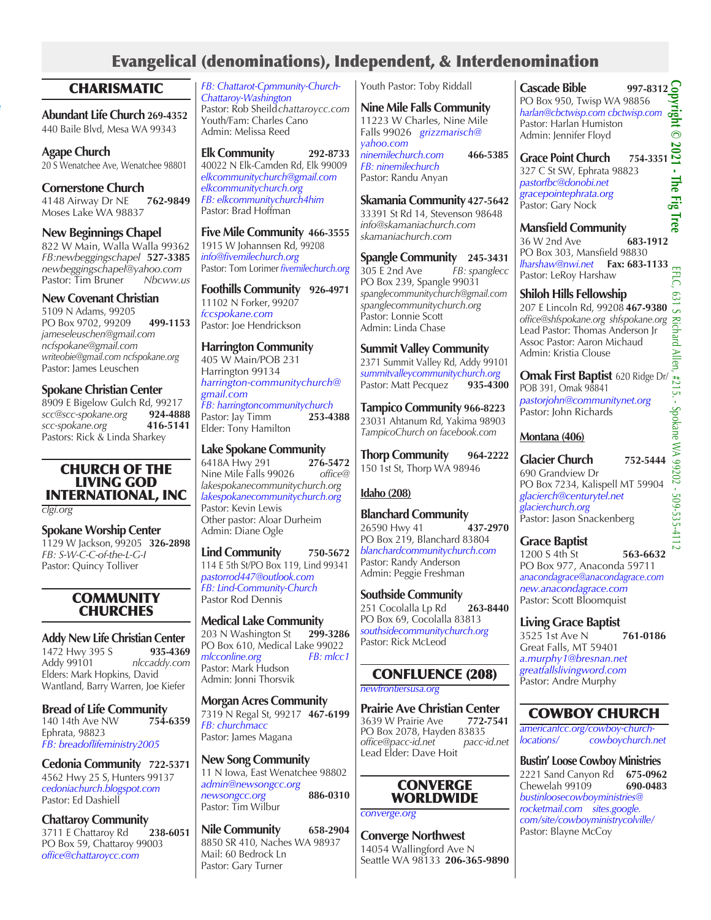# Evangelical (denominations), Independent, & Interdenomination

## CHARISMATIC

**Abundant Life Church 269-4352**
440 Baile Blvd, Mesa WA 99343

**Agape Church**
20 S Wenatchee Ave, Wenatchee 98801

**Cornerstone Church**
4148 Airway Dr NE **762-9849**
Moses Lake WA 98837

**New Beginnings Chapel**
822 W Main, Walla Walla 99362
*FB:newbeggingschapel* **527-3385**
*newbeggingschapel@yahoo.com*
Pastor: Tim Bruner *Nbcww.us*

**New Covenant Christian**
5109 N Adams, 99205
PO Box 9702, 99209 **499-1153**
*jameseleuschen@gmail.com*
*ncfspokane@gmail.com*
*writeobie@gmail.com ncfspokane.org*
Pastor: James Leuschen

**Spokane Christian Center**
8909 E Bigelow Gulch Rd, 99217
*scc@scc-spokane.org* **924-4888**
*scc-spokane.org* **416-5141**
Pastors: Rick & Linda Sharkey

## CHURCH OF THE LIVING GOD INTERNATIONAL, INC

*clgi.org*

**Spokane Worship Center**
1129 W Jackson, 99205 **326-2898**
*FB: S-W-C-C-of-the-L-G-I*
Pastor: Quincy Tolliver

## COMMUNITY CHURCHES

**Addy New Life Christian Center**
1472 Hwy 395 S **935-4369**
Addy 99101 *nlccaddy.com*
Elders: Mark Hopkins, David Wantland, Barry Warren, Joe Kiefer

**Bread of Life Community**
140 14th Ave NW **754-6359**
Ephrata, 98823
*FB: breadoflifeministry2005*

**Cedonia Community 722-5371**
4562 Hwy 25 S, Hunters 99137
*cedoniachurch.blogspot.com*
Pastor: Ed Dashiell

**Chattaroy Community**
3711 E Chattaroy Rd **238-6051**
PO Box 59, Chattaroy 99003
*office@chattaroycc.com*
*FB: Chattarot-Cpmmunity-Church-Chattaroy-Washington*
Pastor: Rob Sheild *chattaroycc.com*
Youth/Fam: Charles Cano
Admin: Melissa Reed

**Elk Community 292-8733**
40022 N Elk-Camden Rd, Elk 99009
*elkcommunitychurch@gmail.com*
*elkcommunitychurch.org*
*FB: elkcommunitychurch4him*
Pastor: Brad Hoffman

**Five Mile Community 466-3555**
1915 W Johannsen Rd, 99208
*info@fivemilechurch.org*
Pastor: Tom Lorimer *fivemilechurch.org*

**Foothills Community 926-4971**
11102 N Forker, 99207
*fccspokane.com*
Pastor: Joe Hendrickson

**Harrington Community**
405 W Main/POB 231
Harrington 99134
*harrington-communitychurch@gmail.com*
*FB: harringtoncommunitychurch*
Pastor: Jay Timm **253-4388**
Elder: Tony Hamilton

**Lake Spokane Community**
6418A Hwy 291 **276-5472**
Nine Mile Falls 99026 *office@lakespokanecommunitychurch.org*
*lakespokanecommunitychurch.org*
Pastor: Kevin Lewis
Other pastor: Aloar Durheim
Admin: Diane Ogle

**Lind Community 750-5672**
114 E 5th St/PO Box 119, Lind 99341
*pastorrod447@outlook.com*
*FB: Lind-Community-Church*
Pastor Rod Dennis

**Medical Lake Community**
203 N Washington St **299-3286**
PO Box 610, Medical Lake 99022
*mlcconline.org* *FB: mlcc1*
Pastor: Mark Hudson
Admin: Jonni Thorsvik

**Morgan Acres Community**
7319 N Regal St, 99217 **467-6199**
*FB: churchmacc*
Pastor: James Magana

**New Song Community**
11 N Iowa, East Wenatchee 98802
*admin@newsongcc.org*
*newsongcc.org* **886-0310**
Pastor: Tim Wilbur

**Nile Community 658-2904**
8850 SR 410, Naches WA 98937
Mail: 60 Bedrock Ln
Pastor: Gary Turner
Youth Pastor: Toby Riddall

**Nine Mile Falls Community**
11223 W Charles, Nine Mile Falls 99026 *grizzmarisch@yahoo.com*
*ninemilechurch.com* **466-5385**
*FB: ninemilechurch*
Pastor: Randu Anyan

**Skamania Community 427-5642**
33391 St Rd 14, Stevenson 98648
*info@skamaniachurch.com*
*skamaniachurch.com*

**Spangle Community 245-3431**
305 E 2nd Ave *FB: spanglecc*
PO Box 239, Spangle 99031
*spanglecommunitychurch@gmail.com*
*spanglecommunitychurch.org*
Pastor: Lonnie Scott
Admin: Linda Chase

**Summit Valley Community**
2371 Summit Valley Rd, Addy 99101
*summitvalleycommunitychurch.org*
Pastor: Matt Pecquez **935-4300**

**Tampico Community 966-8223**
23031 Ahtanum Rd, Yakima 98903
*TampicoChurch on facebook.com*

**Thorp Community 964-2222**
150 1st St, Thorp WA 98946

**Idaho (208)**

**Blanchard Community**
26590 Hwy 41 **437-2970**
PO Box 219, Blanchard 83804
*blanchardcommunitychurch.com*
Pastor: Randy Anderson
Admin: Peggie Freshman

**Southside Community**
251 Cocolalla Lp Rd **263-8440**
PO Box 69, Cocolalla 83813
*southsidecommunitychurch.org*
Pastor: Rick McLeod

## CONFLUENCE (208)

*newfrontiersusa.org*

**Prairie Ave Christian Center**
3639 W Prairie Ave **772-7541**
PO Box 2078, Hayden 83835
*office@pacc-id.net* *pacc-id.net*
Lead Elder: Dave Hoit

## CONVERGE WORLDWIDE

*converge.org*

**Converge Northwest**
14054 Wallingford Ave N
Seattle WA 98133 **206-365-9890**

**Cascade Bible 997-8312**
PO Box 950, Twisp WA 98856
*harlan@cbctwisp.com cbctwisp.com*
Pastor: Harlan Humiston
Admin: Jennifer Floyd

**Grace Point Church 754-3351**
327 C St SW, Ephrata 98823
*pastorfbc@donobi.net*
*gracepointephrata.org*
Pastor: Gary Nock

**Mansfield Community**
36 W 2nd Ave **683-1912**
PO Box 303, Mansfield 98830
*lharshaw@nwi.net* **Fax: 683-1133**
Pastor: LeRoy Harshaw

**Shiloh Hills Fellowship**
207 E Lincoln Rd, 99208 **467-9380**
*office@shfspokane.org shfspokane.org*
Lead Pastor: Thomas Anderson Jr
Assoc Pastor: Aaron Michaud
Admin: Kristia Clouse

**Omak First Baptist** 620 Ridge Dr/POB 391, Omak 98841
*pastorjohn@communitynet.org*
Pastor: John Richards

**Montana (406)**

**Glacier Church 752-5444**
690 Grandview Dr
PO Box 7234, Kalispell MT 59904
*glacierch@centurytel.net*
*glacierchurch.org*
Pastor: Jason Snackenberg

**Grace Baptist**
1200 S 4th St **563-6632**
PO Box 977, Anaconda 59711
*anacondagrace@anacondagrace.com*
*new.anacondagrace.com*
Pastor: Scott Bloomquist

**Living Grace Baptist**
3525 1st Ave N **761-0186**
Great Falls, MT 59401
*a.murphy1@bresnan.net*
*greatfallslivingword.com*
Pastor: Andre Murphy

## COWBOY CHURCH

*americanfcc.org/cowboy-church-locations/* *cowboychurch.net*

**Bustin' Loose Cowboy Ministries**
2221 Sand Canyon Rd **675-0962**
Chewelah 99109 **690-0483**
*bustinloosecowboyministries@rocketmail.com* *sites.google.com/site/cowboyministrycolville/*
Pastor: Blayne McCoy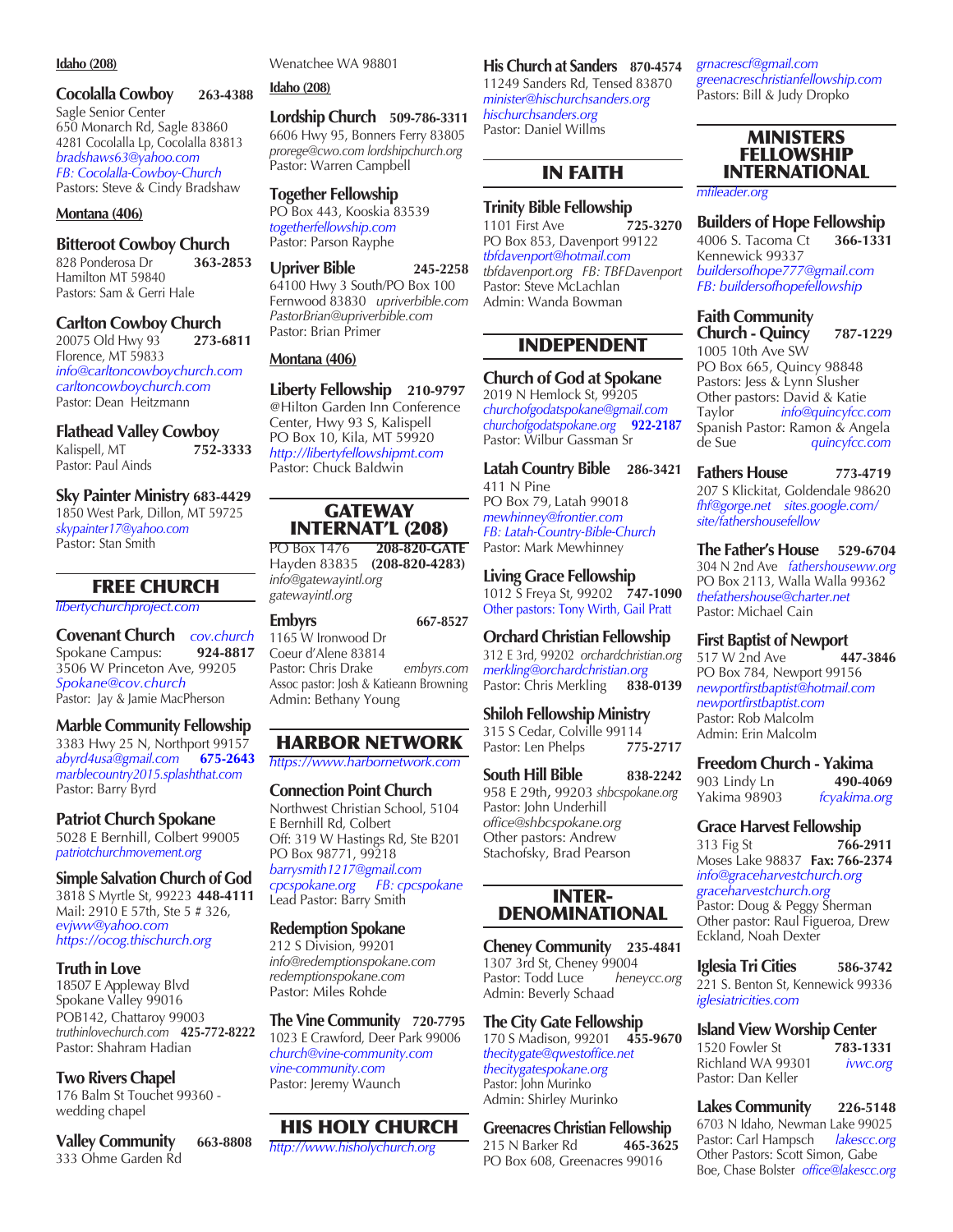**Idaho (208)**

**Cocolalla Cowboy** **263-4388**
Sagle Senior Center
650 Monarch Rd, Sagle 83860
4281 Cocolalla Lp, Cocolalla 83813
*bradshaws63@yahoo.com*
*FB: Cocolalla-Cowboy-Church*
Pastors: Steve & Cindy Bradshaw

**Montana (406)**

**Bitteroot Cowboy Church**
828 Ponderosa Dr **363-2853**
Hamilton MT 59840
Pastors: Sam & Gerri Hale

**Carlton Cowboy Church**
20075 Old Hwy 93 **273-6811**
Florence, MT 59833
*info@carltoncowboychurch.com*
*carltoncowboychurch.com*
Pastor: Dean Heitzmann

**Flathead Valley Cowboy**
Kalispell, MT **752-3333**
Pastor: Paul Ainds

**Sky Painter Ministry** **683-4429**
1850 West Park, Dillon, MT 59725
*skypainter17@yahoo.com*
Pastor: Stan Smith

## FREE CHURCH

*libertychurchproject.com*

**Covenant Church** *cov.church*
Spokane Campus: **924-8817**
3506 W Princeton Ave, 99205
*Spokane@cov.church*
Pastor: Jay & Jamie MacPherson

**Marble Community Fellowship**
3383 Hwy 25 N, Northport 99157
*abyrd4usa@gmail.com* **675-2643**
*marblecountry2015.splashthat.com*
Pastor: Barry Byrd

**Patriot Church Spokane**
5028 E Bernhill, Colbert 99005
*patriotchurchmovement.org*

**Simple Salvation Church of God**
3818 S Myrtle St, 99223 **448-4111**
Mail: 2910 E 57th, Ste 5 # 326,
*evjww@yahoo.com*
*https://ocog.thischurch.org*

**Truth in Love**
18507 E Appleway Blvd
Spokane Valley 99016
POB142, Chattaroy 99003
*truthinlovechurch.com* **425-772-8222**
Pastor: Shahram Hadian

**Two Rivers Chapel**
176 Balm St Touchet 99360 - wedding chapel

**Valley Community** **663-8808**
333 Ohme Garden Rd
Wenatchee WA 98801

**Idaho (208)**

**Lordship Church** **509-786-3311**
6606 Hwy 95, Bonners Ferry 83805
*prorege@cwo.com lordshipchurch.org*
Pastor: Warren Campbell

**Together Fellowship**
PO Box 443, Kooskia 83539
*togetherfellowship.com*
Pastor: Parson Rayphe

**Upriver Bible** **245-2258**
64100 Hwy 3 South/PO Box 100
Fernwood 83830 *upriverbible.com*
*PastorBrian@upriverbible.com*
Pastor: Brian Primer

**Montana (406)**

**Liberty Fellowship** **210-9797**
@Hilton Garden Inn Conference Center, Hwy 93 S, Kalispell
PO Box 10, Kila, MT 59920
*http://libertyfellowshipmt.com*
Pastor: Chuck Baldwin

## GATEWAY INTERNAT'L (208)

PO Box 1476 **208-820-GATE**
Hayden 83835 **(208-820-4283)**
*info@gatewayintl.org*
*gatewayintl.org*

**Embyrs** **667-8527**
1165 W Ironwood Dr
Coeur d'Alene 83814
Pastor: Chris Drake *embyrs.com*
Assoc pastor: Josh & Katieann Browning
Admin: Bethany Young

## HARBOR NETWORK

*https://www.harbornetwork.com*

**Connection Point Church**
Northwest Christian School, 5104 E Bernhill Rd, Colbert
Off: 319 W Hastings Rd, Ste B201
PO Box 98771, 99218
*barrysmith1217@gmail.com*
*cpcspokane.org* *FB: cpcspokane*
Lead Pastor: Barry Smith

**Redemption Spokane**
212 S Division, 99201
*info@redemptionspokane.com*
*redemptionspokane.com*
Pastor: Miles Rohde

**The Vine Community** **720-7795**
1023 E Crawford, Deer Park 99006
*church@vine-community.com*
*vine-community.com*
Pastor: Jeremy Waunch

## HIS HOLY CHURCH

*http://www.hisholychurch.org*

**His Church at Sanders** **870-4574**
11249 Sanders Rd, Tensed 83870
*minister@hischurchsanders.org*
*hischurchsanders.org*
Pastor: Daniel Willms

## IN FAITH

**Trinity Bible Fellowship**
1101 First Ave **725-3270**
PO Box 853, Davenport 99122
*tbfdavenport@hotmail.com*
*tbfdavenport.org FB: TBFDavenport*
Pastor: Steve McLachlan
Admin: Wanda Bowman

## INDEPENDENT

**Church of God at Spokane**
2019 N Hemlock St, 99205
*churchofgodatspokane@gmail.com*
*churchofgodatspokane.org* **922-2187**
Pastor: Wilbur Gassman Sr

**Latah Country Bible** **286-3421**
411 N Pine
PO Box 79, Latah 99018
*mewhinney@frontier.com*
*FB: Latah-Country-Bible-Church*
Pastor: Mark Mewhinney

**Living Grace Fellowship**
1012 S Freya St, 99202 **747-1090**
Other pastors: Tony Wirth, Gail Pratt

**Orchard Christian Fellowship**
312 E 3rd, 99202 *orchardchristian.org*
*merkling@orchardchristian.org*
Pastor: Chris Merkling **838-0139**

**Shiloh Fellowship Ministry**
315 S Cedar, Colville 99114
Pastor: Len Phelps **775-2717**

**South Hill Bible** **838-2242**
958 E 29th, 99203 *shbcspokane.org*
Pastor: John Underhill
*office@shbcspokane.org*
Other pastors: Andrew Stachofsky, Brad Pearson

## INTER-DENOMINATIONAL

**Cheney Community** **235-4841**
1307 3rd St, Cheney 99004
Pastor: Todd Luce *heneycc.org*
Admin: Beverly Schaad

**The City Gate Fellowship**
170 S Madison, 99201 **455-9670**
*thecitygate@qwestoffice.net*
*thecitygatespokane.org*
Pastor: John Murinko
Admin: Shirley Murinko

**Greenacres Christian Fellowship**
215 N Barker Rd **465-3625**
PO Box 608, Greenacres 99016
*grnacrescf@gmail.com*
*greenacreschristianfellowship.com*
Pastors: Bill & Judy Dropko

## MINISTERS FELLOWSHIP INTERNATIONAL

*mfileader.org*

**Builders of Hope Fellowship**
4006 S. Tacoma Ct **366-1331**
Kennewick 99337
*buildersofhope777@gmail.com*
*FB: buildersofhopefellowship*

**Faith Community Church - Quincy** **787-1229**
1005 10th Ave SW
PO Box 665, Quincy 98848
Pastors: Jess & Lynn Slusher
Other pastors: David & Katie Taylor *info@quincyfcc.com*
Spanish Pastor: Ramon & Angela de Sue *quincyfcc.com*

**Fathers House** **773-4719**
207 S Klickitat, Goldendale 98620
*fhf@gorge.net sites.google.com/site/fathershousefellow*

**The Father's House** **529-6704**
304 N 2nd Ave *fathershouseww.org*
PO Box 2113, Walla Walla 99362
*thefathershouse@charter.net*
Pastor: Michael Cain

**First Baptist of Newport**
517 W 2nd Ave **447-3846**
PO Box 784, Newport 99156
*newportfirstbaptist@hotmail.com*
*newportfirstbaptist.com*
Pastor: Rob Malcolm
Admin: Erin Malcolm

**Freedom Church - Yakima**
903 Lindy Ln **490-4069**
Yakima 98903 *fcyakima.org*

**Grace Harvest Fellowship**
313 Fig St **766-2911**
Moses Lake 98837 **Fax: 766-2374**
*info@graceharvestchurch.org*
*graceharvestchurch.org*
Pastor: Doug & Peggy Sherman
Other pastor: Raul Figueroa, Drew Eckland, Noah Dexter

**Iglesia Tri Cities** **586-3742**
221 S. Benton St, Kennewick 99336
*iglesiatricities.com*

**Island View Worship Center**
1520 Fowler St **783-1331**
Richland WA 99301 *ivwc.org*
Pastor: Dan Keller

**Lakes Community** **226-5148**
6703 N Idaho, Newman Lake 99025
Pastor: Carl Hampsch *lakescc.org*
Other Pastors: Scott Simon, Gabe Boe, Chase Bolster *office@lakescc.org*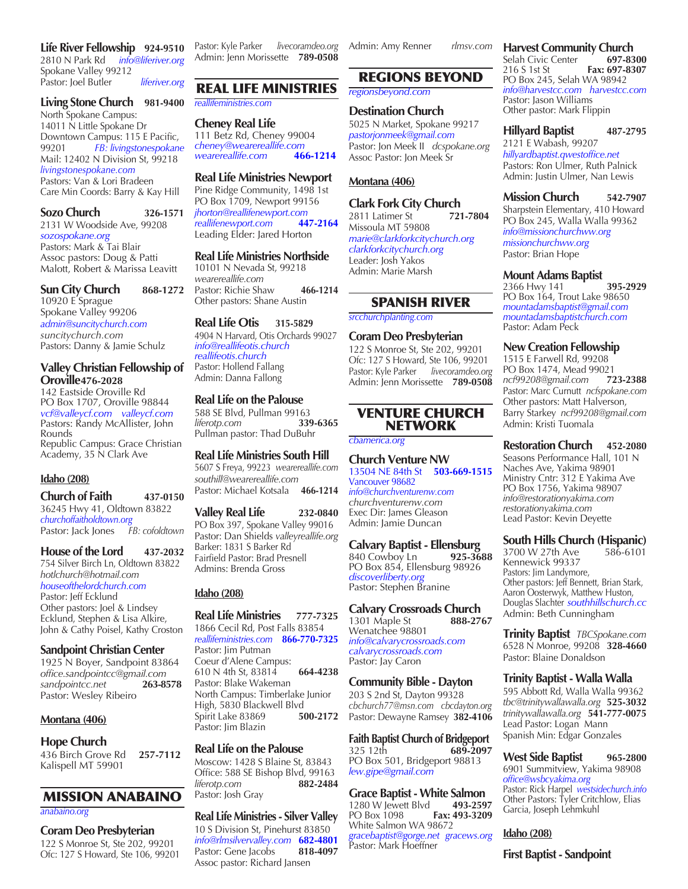**Life River Fellowship** **924-9510**
2810 N Park Rd *info@liferiver.org*
Spokane Valley 99212
Pastor: Joel Butler *liferiver.org*

**Living Stone Church** **981-9400**
North Spokane Campus:
14011 N Little Spokane Dr
Downtown Campus: 115 E Pacific, 99201 *FB: livingstonespokane*
Mail: 12402 N Division St, 99218
*livingstonespokane.com*
Pastors: Van & Lori Bradeen
Care Min Coords: Barry & Kay Hill

**Sozo Church** **326-1571**
2131 W Woodside Ave, 99208
*sozospokane.org*
Pastors: Mark & Tai Blair
Assoc pastors: Doug & Patti Malott, Robert & Marissa Leavitt

**Sun City Church** **868-1272**
10920 E Sprague
Spokane Valley 99206
*admin@suncitychurch.com*
*suncitychurch.com*
Pastors: Danny & Jamie Schulz

**Valley Christian Fellowship of Oroville** **476-2028**
142 Eastside Oroville Rd
PO Box 1707, Oroville 98844
*vcf@valleycf.com valleycf.com*
Pastors: Randy McAllister, John Rounds
Republic Campus: Grace Christian Academy, 35 N Clark Ave

**Idaho (208)**

**Church of Faith** **437-0150**
36245 Hwy 41, Oldtown 83822
*churchoffaitholdtown.org*
Pastor: Jack Jones *FB: cofoldtown*

**House of the Lord** **437-2032**
754 Silver Birch Ln, Oldtown 83822
*hotlchurch@hotmail.com*
*houseofthelordchurch.com*
Pastor: Jeff Ecklund
Other pastors: Joel & Lindsey Ecklund, Stephen & Lisa Alkire, John & Cathy Poisel, Kathy Croston

**Sandpoint Christian Center**
1925 N Boyer, Sandpoint 83864
*office.sandpointcc@gmail.com*
*sandpointcc.net* **263-8578**
Pastor: Wesley Ribeiro

**Montana (406)**

**Hope Church** **257-7112**
436 Birch Grove Rd
Kalispell MT 59901

## MISSION ANABAINO

*anabaino.org*

**Coram Deo Presbyterian**
122 S Monroe St, Ste 202, 99201
Ofc: 127 S Howard, Ste 106, 99201
Pastor: Kyle Parker *livecoramdeo.org*
Admin: Jenn Morissette **789-0508**

## REAL LIFE MINISTRIES

*reallifeministries.com*

**Cheney Real Life**
111 Betz Rd, Cheney 99004
*cheney@wearereallife.com*
*wearereallife.com* **466-1214**

**Real Life Ministries Newport**
Pine Ridge Community, 1498 1st
PO Box 1709, Newport 99156
*jhorton@reallifenewport.com*
*reallifenewport.com* **447-2164**
Leading Elder: Jared Horton

**Real Life Ministries Northside**
10101 N Nevada St, 99218
*wearereallife.com*
Pastor: Richie Shaw **466-1214**
Other pastors: Shane Austin

**Real Life Otis** **315-5829**
4904 N Harvard, Otis Orchards 99027
*info@reallifeotis.church*
*reallifeotis.church*
Pastor: Hollend Fallang
Admin: Danna Fallong

**Real Life on the Palouse**
588 SE Blvd, Pullman 99163
*liferotp.com* **339-6365**
Pullman pastor: Thad DuBuhr

**Real Life Ministries South Hill**
5607 S Freya, 99223 *wearereallife.com*
*southill@wearereallife.com*
Pastor: Michael Kotsala **466-1214**

**Valley Real Life** **232-0840**
PO Box 397, Spokane Valley 99016
Pastor: Dan Shields *valleyreallife.org*
Barker: 1831 S Barker Rd
Fairfield Pastor: Brad Presnell
Admins: Brenda Gross

**Idaho (208)**

**Real Life Ministries** **777-7325**
1866 Cecil Rd, Post Falls 83854
*reallifeministries.com* **866-770-7325**
Pastor: Jim Putman
Coeur d'Alene Campus:
610 N 4th St, 83814 **664-4238**
Pastor: Blake Wakeman
North Campus: Timberlake Junior High, 5830 Blackwell Blvd
Spirit Lake 83869 **500-2172**
Pastor: Jim Blazin

**Real Life on the Palouse**
Moscow: 1428 S Blaine St, 83843
Office: 588 SE Bishop Blvd, 99163
*liferotp.com* **882-2484**
Pastor: Josh Gray

**Real Life Ministries - Silver Valley**
10 S Division St, Pinehurst 83850
*info@rlmsilvervalley.com* **682-4801**
Pastor: Gene Jacobs **818-4097**
Assoc pastor: Richard Jansen
Admin: Amy Renner *rlmsv.com*

## REGIONS BEYOND

*regionsbeyond.com*

**Destination Church**
5025 N Market, Spokane 99217
*pastorjonmeek@gmail.com*
Pastor: Jon Meek II *dcspokane.org*
Assoc Pastor: Jon Meek Sr

**Montana (406)**

**Clark Fork City Church**
2811 Latimer St **721-7804**
Missoula MT 59808
*marie@clarkforkcitychurch.org*
*clarkforkcitychurch.org*
Leader: Josh Yakos
Admin: Marie Marsh

## SPANISH RIVER

*srcchurchplanting.com*

**Coram Deo Presbyterian**
122 S Monroe St, Ste 202, 99201
Ofc: 127 S Howard, Ste 106, 99201
Pastor: Kyle Parker *livecoramdeo.org*
Admin: Jenn Morissette **789-0508**

## VENTURE CHURCH NETWORK

*cbamerica.org*

**Church Venture NW**
13504 NE 84th St **503-669-1515**
Vancouver 98682
*info@churchventurenw.com*
*churchventurenw.com*
Exec Dir: James Gleason
Admin: Jamie Duncan

**Calvary Baptist - Ellensburg**
840 Cowboy Ln **925-3688**
PO Box 854, Ellensburg 98926
*discoverliberty.org*
Pastor: Stephen Branine

**Calvary Crossroads Church**
1301 Maple St **888-2767**
Wenatchee 98801
*info@calvarycrossroads.com*
*calvarycrossroads.com*
Pastor: Jay Caron

**Community Bible - Dayton**
203 S 2nd St, Dayton 99328
*cbchurch77@msn.com cbcdayton.org*
Pastor: Dewayne Ramsey **382-4106**

**Faith Baptist Church of Bridgeport**
325 12th **689-2097**
PO Box 501, Bridgeport 98813
*lew.gipe@gmail.com*

**Grace Baptist - White Salmon**
1280 W Jewett Blvd **493-2597**
PO Box 1098 **Fax: 493-3209**
White Salmon WA 98672
*gracebaptist@gorge.net gracews.org*
Pastor: Mark Hoeffner

**Harvest Community Church**
Selah Civic Center **697-8300**
216 S 1st St **Fax: 697-8307**
PO Box 245, Selah WA 98942
*info@harvestcc.com harvestcc.com*
Pastor: Jason Williams
Other pastor: Mark Flippin

**Hillyard Baptist** **487-2795**
2121 E Wabash, 99207
*hillyardbaptist.qwestoffice.net*
Pastors: Ron Ulmer, Ruth Palnick
Admin: Justin Ulmer, Nan Lewis

**Mission Church** **542-7907**
Sharpstein Elementary, 410 Howard
PO Box 245, Walla Walla 99362
*info@missionchurchww.org*
*missionchurchww.org*
Pastor: Brian Hope

**Mount Adams Baptist**
2366 Hwy 141 **395-2929**
PO Box 164, Trout Lake 98650
*mountadamsbaptist@gmail.com*
*mountadamsbaptistchurch.com*
Pastor: Adam Peck

**New Creation Fellowship**
1515 E Farwell Rd, 99208
PO Box 1474, Mead 99021
*ncf99208@gmail.com* **723-2388**
Pastor: Marc Curnutt *ncfspokane.com*
Other pastors: Matt Halverson, Barry Starkey *ncf99208@gmail.com*
Admin: Kristi Tuomala

**Restoration Church** **452-2080**
Seasons Performance Hall, 101 N Naches Ave, Yakima 98901
Ministry Cntr: 312 E Yakima Ave
PO Box 1756, Yakima 98907
*info@restorationyakima.com*
*restorationyakima.com*
Lead Pastor: Kevin Deyette

**South Hills Church (Hispanic)**
3700 W 27th Ave 586-6101
Kennewick 99337
Pastors: Jim Landymore,
Other pastors: Jeff Bennett, Brian Stark, Aaron Oosterwyk, Matthew Huston, Douglas Slachter *southhillschurch.cc*
Admin: Beth Cunningham

**Trinity Baptist** *TBCSpokane.com*
6528 N Monroe, 99208 **328-4660**
Pastor: Blaine Donaldson

**Trinity Baptist - Walla Walla**
595 Abbott Rd, Walla Walla 99362
*tbc@trinitywallawalla.org* **525-3032**
*trinitywallawalla.org* **541-777-0075**
Lead Pastor: Logan Mann
Spanish Min: Edgar Gonzales

**West Side Baptist** **965-2800**
6901 Summitview, Yakima 98908
*office@wsbcyakima.org*
Pastor: Rick Harpel *westsidechurch.info*
Other Pastors: Tyler Critchlow, Elias Garcia, Joseph Lehmkuhl

**Idaho (208)**

**First Baptist - Sandpoint**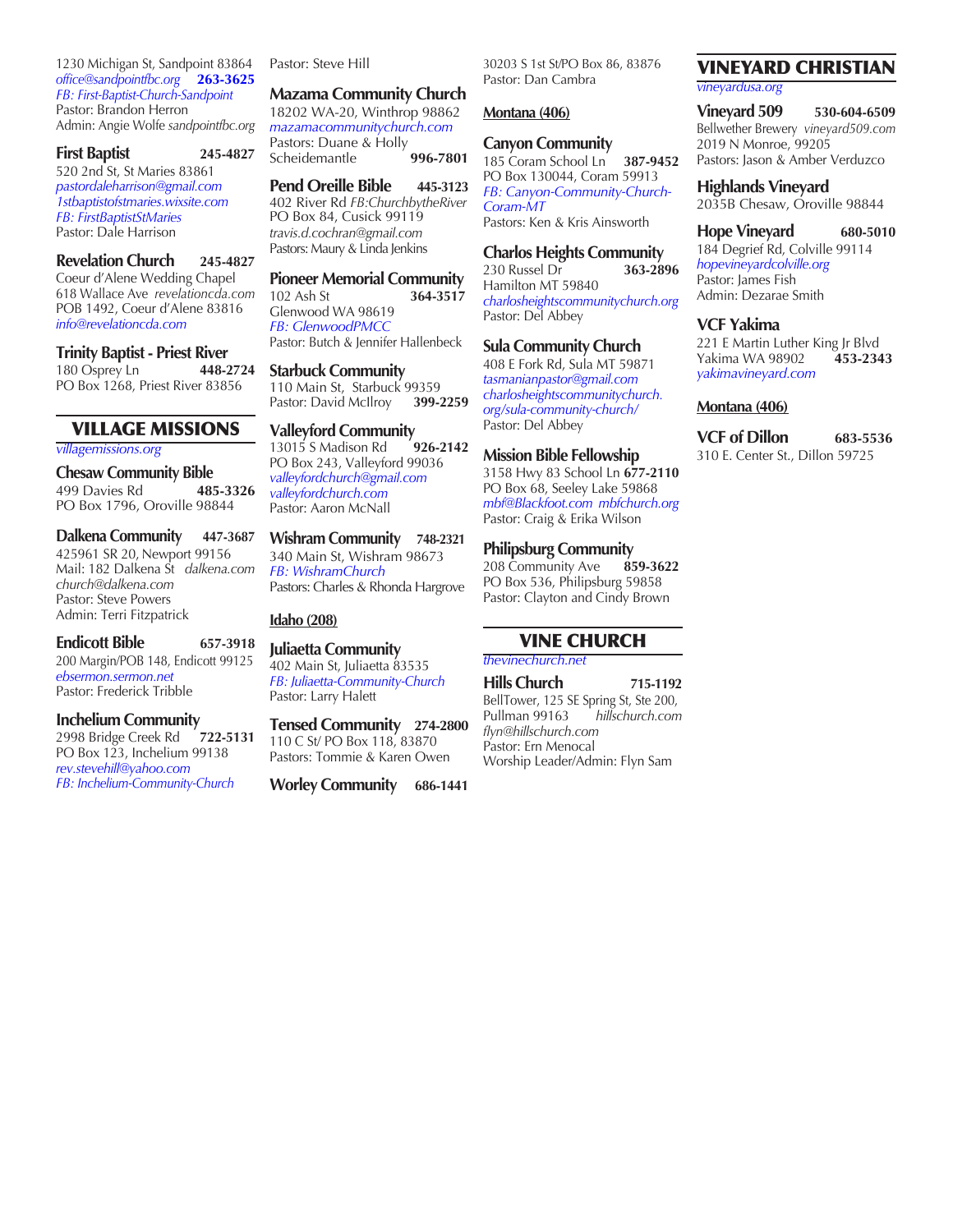1230 Michigan St, Sandpoint 83864
*office@sandpointfbc.org* **263-3625**
*FB: First-Baptist-Church-Sandpoint*
Pastor: Brandon Herron
Admin: Angie Wolfe *sandpointfbc.org*

**First Baptist** **245-4827**
520 2nd St, St Maries 83861
*pastordaleharrison@gmail.com*
*1stbaptistofstmaries.wixsite.com*
*FB: FirstBaptistStMaries*
Pastor: Dale Harrison

**Revelation Church** **245-4827**
Coeur d'Alene Wedding Chapel
618 Wallace Ave *revelationcda.com*
POB 1492, Coeur d'Alene 83816
*info@revelationcda.com*

**Trinity Baptist - Priest River**
180 Osprey Ln **448-2724**
PO Box 1268, Priest River 83856

## VILLAGE MISSIONS

*villagemissions.org*

**Chesaw Community Bible**
499 Davies Rd **485-3326**
PO Box 1796, Oroville 98844

**Dalkena Community** **447-3687**
425961 SR 20, Newport 99156
Mail: 182 Dalkena St *dalkena.com*
*church@dalkena.com*
Pastor: Steve Powers
Admin: Terri Fitzpatrick

**Endicott Bible** **657-3918**
200 Margin/POB 148, Endicott 99125
*ebsermon.sermon.net*
Pastor: Frederick Tribble

**Inchelium Community**
2998 Bridge Creek Rd **722-5131**
PO Box 123, Inchelium 99138
*rev.stevehill@yahoo.com*
*FB: Inchelium-Community-Church*
Pastor: Steve Hill

**Mazama Community Church**
18202 WA-20, Winthrop 98862
*mazamacommunitychurch.com*
Pastors: Duane & Holly Scheidemantle **996-7801**

**Pend Oreille Bible** **445-3123**
402 River Rd *FB:ChurchbytheRiver*
PO Box 84, Cusick 99119
*travis.d.cochran@gmail.com*
Pastors: Maury & Linda Jenkins

**Pioneer Memorial Community**
102 Ash St **364-3517**
Glenwood WA 98619
*FB: GlenwoodPMCC*
Pastor: Butch & Jennifer Hallenbeck

**Starbuck Community**
110 Main St, Starbuck 99359
Pastor: David McIlroy **399-2259**

**Valleyford Community**
13015 S Madison Rd **926-2142**
PO Box 243, Valleyford 99036
*valleyfordchurch@gmail.com*
*valleyfordchurch.com*
Pastor: Aaron McNall

**Wishram Community** **748-2321**
340 Main St, Wishram 98673
*FB: WishramChurch*
Pastors: Charles & Rhonda Hargrove

**Idaho (208)**

**Juliaetta Community**
402 Main St, Juliaetta 83535
*FB: Juliaetta-Community-Church*
Pastor: Larry Halett

**Tensed Community** **274-2800**
110 C St/ PO Box 118, 83870
Pastors: Tommie & Karen Owen

**Worley Community** **686-1441**
30203 S 1st St/PO Box 86, 83876
Pastor: Dan Cambra

**Montana (406)**

**Canyon Community**
185 Coram School Ln **387-9452**
PO Box 130044, Coram 59913
*FB: Canyon-Community-Church-Coram-MT*
Pastors: Ken & Kris Ainsworth

**Charlos Heights Community**
230 Russel Dr **363-2896**
Hamilton MT 59840
*charlosheightscommunitychurch.org*
Pastor: Del Abbey

**Sula Community Church**
408 E Fork Rd, Sula MT 59871
*tasmanianpastor@gmail.com*
*charlosheightscommunitychurch.org/sula-community-church/*
Pastor: Del Abbey

**Mission Bible Fellowship**
3158 Hwy 83 School Ln **677-2110**
PO Box 68, Seeley Lake 59868
*mbf@Blackfoot.com* *mbfchurch.org*
Pastor: Craig & Erika Wilson

**Philipsburg Community**
208 Community Ave **859-3622**
PO Box 536, Philipsburg 59858
Pastor: Clayton and Cindy Brown

## VINE CHURCH

*thevinechurch.net*

**Hills Church** **715-1192**
BellTower, 125 SE Spring St, Ste 200, Pullman 99163 *hillschurch.com*
*flyn@hillschurch.com*
Pastor: Ern Menocal
Worship Leader/Admin: Flyn Sam

## VINEYARD CHRISTIAN

*vineyardusa.org*

**Vineyard 509** **530-604-6509**
Bellwether Brewery *vineyard509.com*
2019 N Monroe, 99205
Pastors: Jason & Amber Verduzco

**Highlands Vineyard**
2035B Chesaw, Oroville 98844

**Hope Vineyard** **680-5010**
184 Degrief Rd, Colville 99114
*hopevineyardcolville.org*
Pastor: James Fish
Admin: Dezarae Smith

**VCF Yakima**
221 E Martin Luther King Jr Blvd
Yakima WA 98902 **453-2343**
*yakimavineyard.com*

**Montana (406)**

**VCF of Dillon** **683-5536**
310 E. Center St., Dillon 59725